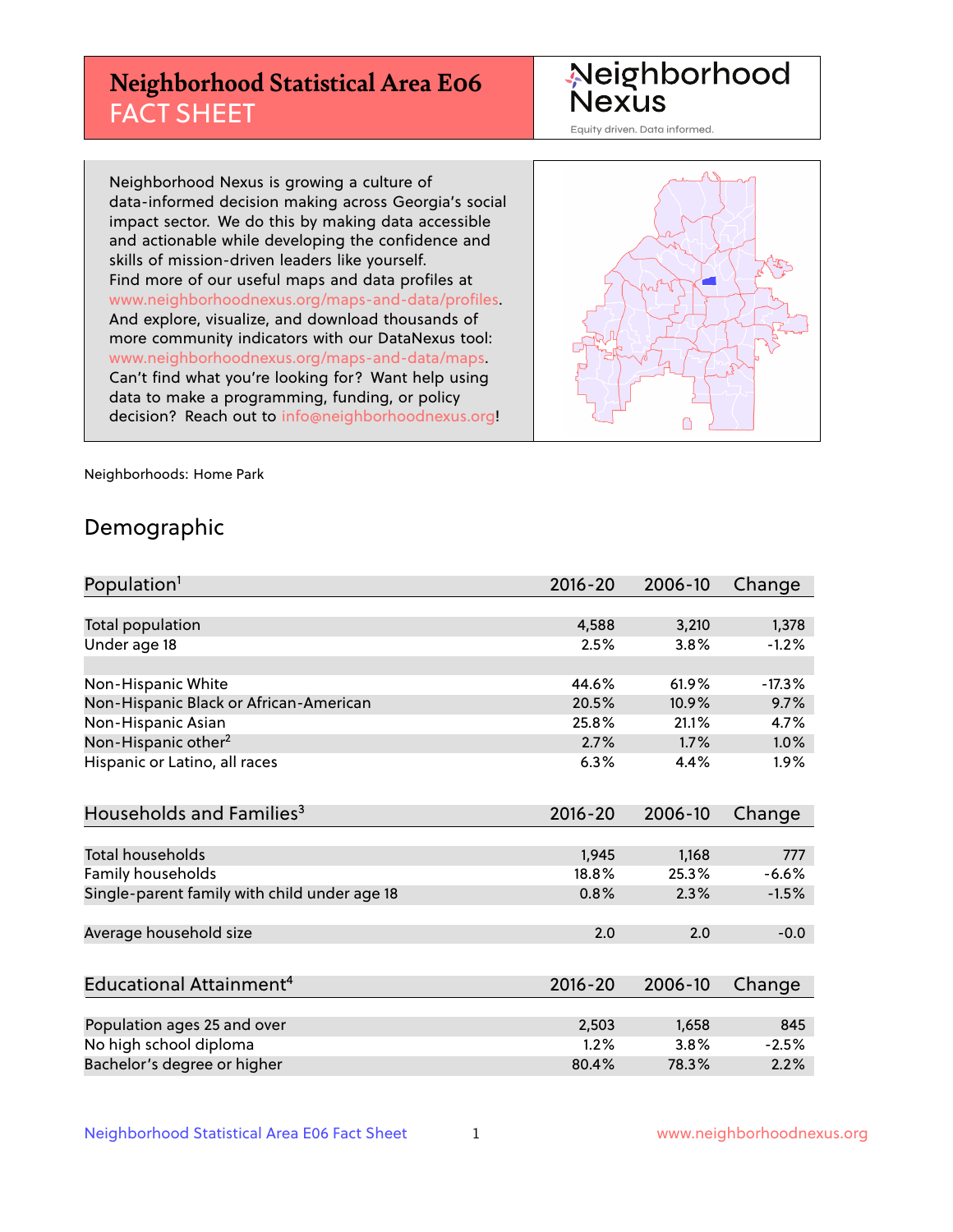# Neighborhood Statistical Area E06 FACT SHEET

Neighborhood Nexus

Equity driven. Data informed.

Neighborhood Nexus is growing a culture of data-informed decision making across Georgia's social impact sector. We do this by making data accessible and actionable while developing the confidence and skills of mission-driven leaders like yourself. Find more of our useful maps and data profiles at www.neighborhoodnexus.org/maps-and-data/profiles. And explore, visualize, and download thousands of more community indicators with our DataNexus tool: www.neighborhoodnexus.org/maps-and-data/maps. Can't find what you're looking for? Want help using data to make a programming, funding, or policy decision? Reach out to info@neighborhoodnexus.org!

Neighborhoods: Home Park

## Demographic

| Population[1] | 2016-20 | 2006-10 | Change |
|---|---|---|---|
| Total population | 4,588 | 3,210 | 1,378 |
| Under age 18 | 2.5% | 3.8% | -1.2% |
| | | | |
| Non-Hispanic White | 44.6% | 61.9% | -17.3% |
| Non-Hispanic Black or African-American | 20.5% | 10.9% | 9.7% |
| Non-Hispanic Asian | 25.8% | 21.1% | 4.7% |
| Non-Hispanic other[2] | 2.7% | 1.7% | 1.0% |
| Hispanic or Latino, all races | 6.3% | 4.4% | 1.9% |

| Households and Families[3] | 2016-20 | 2006-10 | Change |
|---|---|---|---|
| Total households | 1,945 | 1,168 | 777 |
| Family households | 18.8% | 25.3% | -6.6% |
| Single-parent family with child under age 18 | 0.8% | 2.3% | -1.5% |
| | | | |
| Average household size | 2.0 | 2.0 | -0.0 |

| Educational Attainment[4] | 2016-20 | 2006-10 | Change |
|---|---|---|---|
| Population ages 25 and over | 2,503 | 1,658 | 845 |
| No high school diploma | 1.2% | 3.8% | -2.5% |
| Bachelor's degree or higher | 80.4% | 78.3% | 2.2% |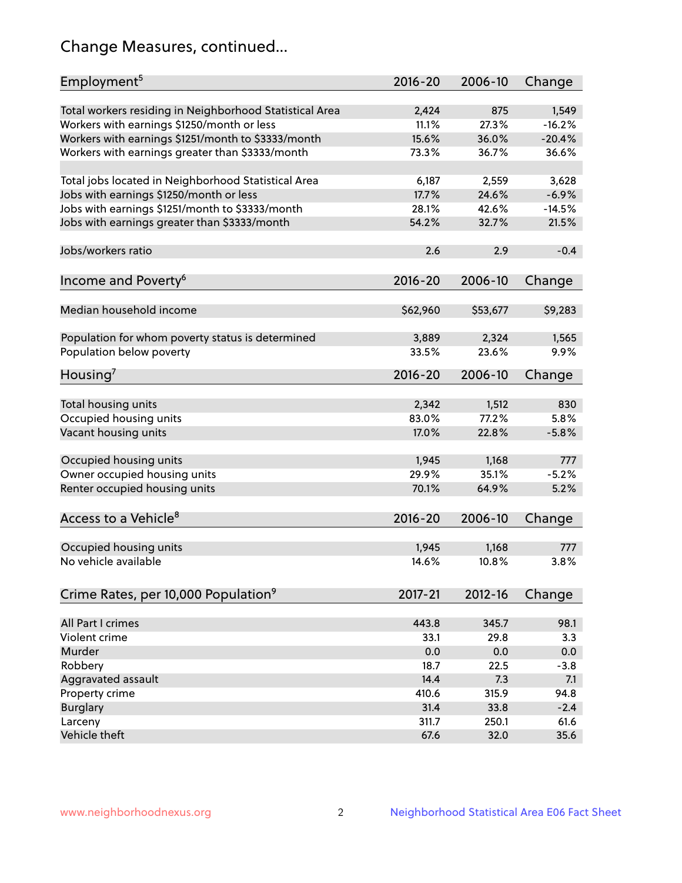# Change Measures, continued...

| Employment[5] | 2016-20 | 2006-10 | Change |
|---|---|---|---|
| Total workers residing in Neighborhood Statistical Area | 2,424 | 875 | 1,549 |
| Workers with earnings $1250/month or less | 11.1% | 27.3% | -16.2% |
| Workers with earnings $1251/month to $3333/month | 15.6% | 36.0% | -20.4% |
| Workers with earnings greater than $3333/month | 73.3% | 36.7% | 36.6% |
| | | | |
| Total jobs located in Neighborhood Statistical Area | 6,187 | 2,559 | 3,628 |
| Jobs with earnings $1250/month or less | 17.7% | 24.6% | -6.9% |
| Jobs with earnings $1251/month to $3333/month | 28.1% | 42.6% | -14.5% |
| Jobs with earnings greater than $3333/month | 54.2% | 32.7% | 21.5% |
| | | | |
| Jobs/workers ratio | 2.6 | 2.9 | -0.4 |

| Income and Poverty[6] | 2016-20 | 2006-10 | Change |
|---|---|---|---|
| Median household income | $62,960 | $53,677 | $9,283 |
| | | | |
| Population for whom poverty status is determined | 3,889 | 2,324 | 1,565 |
| Population below poverty | 33.5% | 23.6% | 9.9% |

| Housing[7] | 2016-20 | 2006-10 | Change |
|---|---|---|---|
| Total housing units | 2,342 | 1,512 | 830 |
| Occupied housing units | 83.0% | 77.2% | 5.8% |
| Vacant housing units | 17.0% | 22.8% | -5.8% |
| | | | |
| Occupied housing units | 1,945 | 1,168 | 777 |
| Owner occupied housing units | 29.9% | 35.1% | -5.2% |
| Renter occupied housing units | 70.1% | 64.9% | 5.2% |

| Access to a Vehicle[8] | 2016-20 | 2006-10 | Change |
|---|---|---|---|
| Occupied housing units | 1,945 | 1,168 | 777 |
| No vehicle available | 14.6% | 10.8% | 3.8% |

| Crime Rates, per 10,000 Population[9] | 2017-21 | 2012-16 | Change |
|---|---|---|---|
| All Part I crimes | 443.8 | 345.7 | 98.1 |
| Violent crime | 33.1 | 29.8 | 3.3 |
| Murder | 0.0 | 0.0 | 0.0 |
| Robbery | 18.7 | 22.5 | -3.8 |
| Aggravated assault | 14.4 | 7.3 | 7.1 |
| Property crime | 410.6 | 315.9 | 94.8 |
| Burglary | 31.4 | 33.8 | -2.4 |
| Larceny | 311.7 | 250.1 | 61.6 |
| Vehicle theft | 67.6 | 32.0 | 35.6 |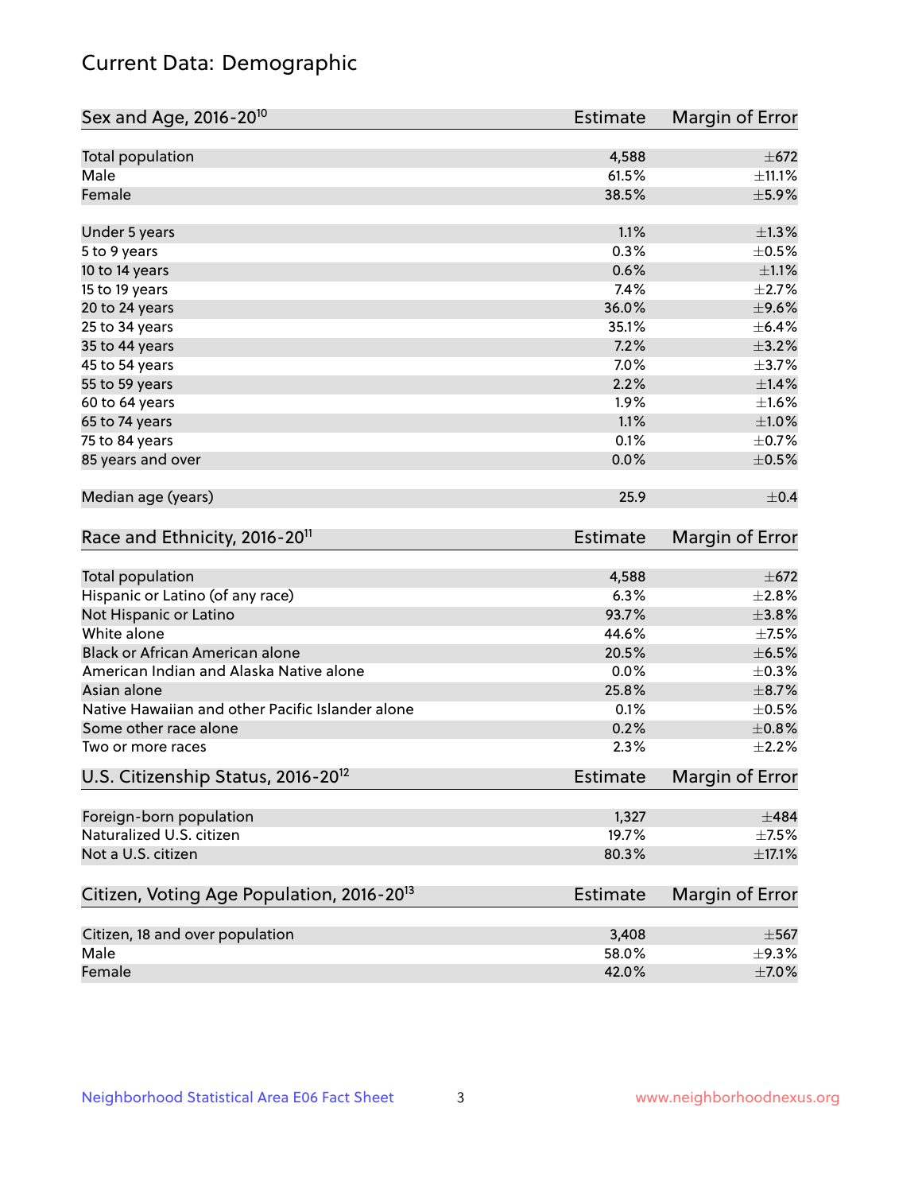# Current Data: Demographic

| Sex and Age, 2016-20[10] | Estimate | Margin of Error |
|---|---|---|
| Total population | 4,588 | ±672 |
| Male | 61.5% | ±11.1% |
| Female | 38.5% | ±5.9% |
| Under 5 years | 1.1% | ±1.3% |
| 5 to 9 years | 0.3% | ±0.5% |
| 10 to 14 years | 0.6% | ±1.1% |
| 15 to 19 years | 7.4% | ±2.7% |
| 20 to 24 years | 36.0% | ±9.6% |
| 25 to 34 years | 35.1% | ±6.4% |
| 35 to 44 years | 7.2% | ±3.2% |
| 45 to 54 years | 7.0% | ±3.7% |
| 55 to 59 years | 2.2% | ±1.4% |
| 60 to 64 years | 1.9% | ±1.6% |
| 65 to 74 years | 1.1% | ±1.0% |
| 75 to 84 years | 0.1% | ±0.7% |
| 85 years and over | 0.0% | ±0.5% |
| Median age (years) | 25.9 | ±0.4 |

| Race and Ethnicity, 2016-20[11] | Estimate | Margin of Error |
|---|---|---|
| Total population | 4,588 | ±672 |
| Hispanic or Latino (of any race) | 6.3% | ±2.8% |
| Not Hispanic or Latino | 93.7% | ±3.8% |
| White alone | 44.6% | ±7.5% |
| Black or African American alone | 20.5% | ±6.5% |
| American Indian and Alaska Native alone | 0.0% | ±0.3% |
| Asian alone | 25.8% | ±8.7% |
| Native Hawaiian and other Pacific Islander alone | 0.1% | ±0.5% |
| Some other race alone | 0.2% | ±0.8% |
| Two or more races | 2.3% | ±2.2% |

| U.S. Citizenship Status, 2016-20[12] | Estimate | Margin of Error |
|---|---|---|
| Foreign-born population | 1,327 | ±484 |
| Naturalized U.S. citizen | 19.7% | ±7.5% |
| Not a U.S. citizen | 80.3% | ±17.1% |

| Citizen, Voting Age Population, 2016-20[13] | Estimate | Margin of Error |
|---|---|---|
| Citizen, 18 and over population | 3,408 | ±567 |
| Male | 58.0% | ±9.3% |
| Female | 42.0% | ±7.0% |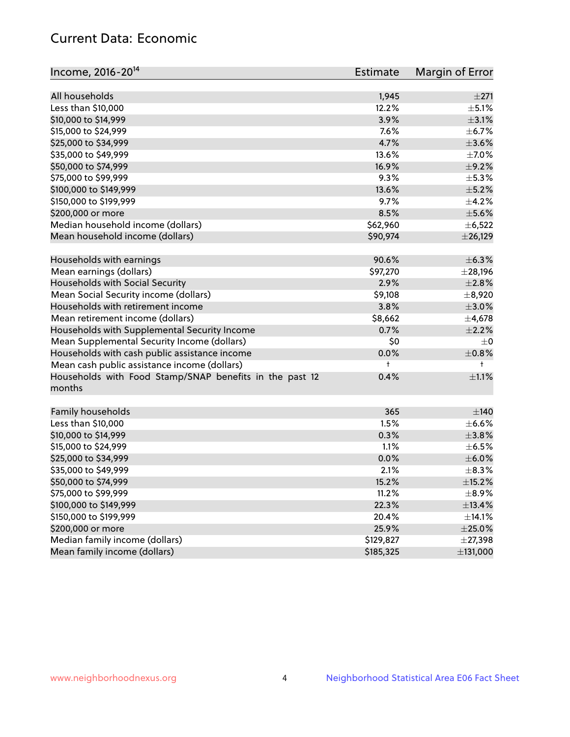## Current Data: Economic

| Income, 2016-20[14] | Estimate | Margin of Error |
|---|---|---|
| All households | 1,945 | ±271 |
| Less than $10,000 | 12.2% | ±5.1% |
| $10,000 to $14,999 | 3.9% | ±3.1% |
| $15,000 to $24,999 | 7.6% | ±6.7% |
| $25,000 to $34,999 | 4.7% | ±3.6% |
| $35,000 to $49,999 | 13.6% | ±7.0% |
| $50,000 to $74,999 | 16.9% | ±9.2% |
| $75,000 to $99,999 | 9.3% | ±5.3% |
| $100,000 to $149,999 | 13.6% | ±5.2% |
| $150,000 to $199,999 | 9.7% | ±4.2% |
| $200,000 or more | 8.5% | ±5.6% |
| Median household income (dollars) | $62,960 | ±6,522 |
| Mean household income (dollars) | $90,974 | ±26,129 |
| | | |
| Households with earnings | 90.6% | ±6.3% |
| Mean earnings (dollars) | $97,270 | ±28,196 |
| Households with Social Security | 2.9% | ±2.8% |
| Mean Social Security income (dollars) | $9,108 | ±8,920 |
| Households with retirement income | 3.8% | ±3.0% |
| Mean retirement income (dollars) | $8,662 | ±4,678 |
| Households with Supplemental Security Income | 0.7% | ±2.2% |
| Mean Supplemental Security Income (dollars) | $0 | ±0 |
| Households with cash public assistance income | 0.0% | ±0.8% |
| Mean cash public assistance income (dollars) | † | † |
| Households with Food Stamp/SNAP benefits in the past 12 months | 0.4% | ±1.1% |
| | | |
| Family households | 365 | ±140 |
| Less than $10,000 | 1.5% | ±6.6% |
| $10,000 to $14,999 | 0.3% | ±3.8% |
| $15,000 to $24,999 | 1.1% | ±6.5% |
| $25,000 to $34,999 | 0.0% | ±6.0% |
| $35,000 to $49,999 | 2.1% | ±8.3% |
| $50,000 to $74,999 | 15.2% | ±15.2% |
| $75,000 to $99,999 | 11.2% | ±8.9% |
| $100,000 to $149,999 | 22.3% | ±13.4% |
| $150,000 to $199,999 | 20.4% | ±14.1% |
| $200,000 or more | 25.9% | ±25.0% |
| Median family income (dollars) | $129,827 | ±27,398 |
| Mean family income (dollars) | $185,325 | ±131,000 |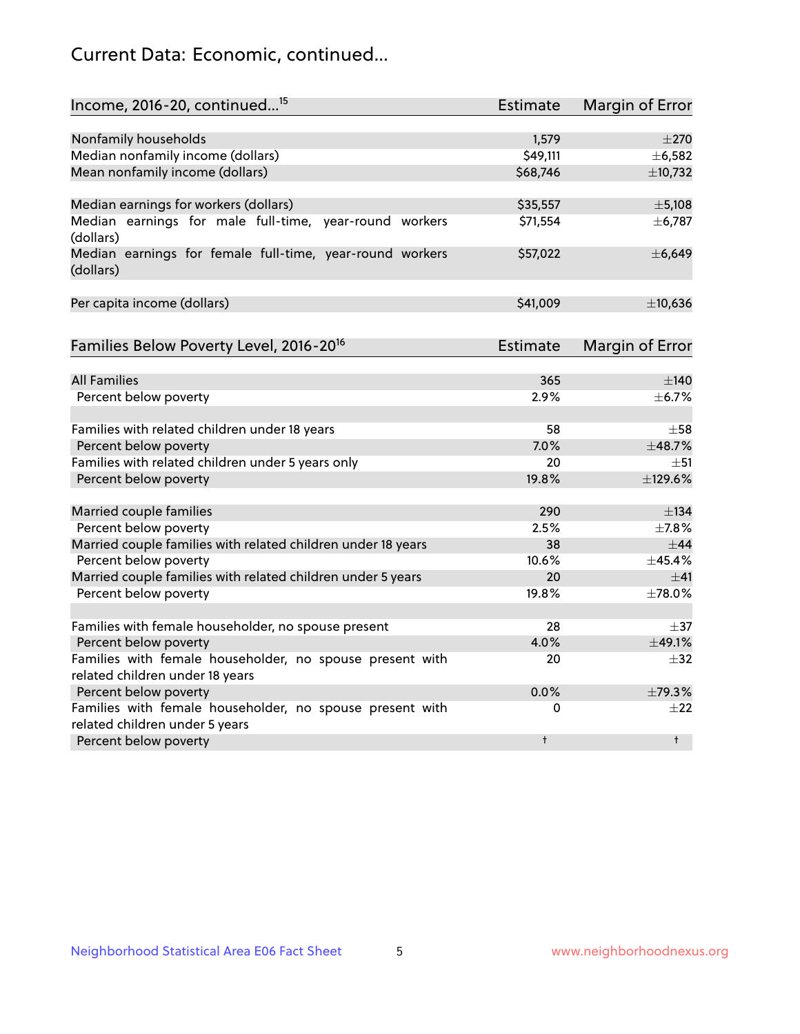## Current Data: Economic, continued...

| Income, 2016-20, continued...[15] | Estimate | Margin of Error |
|---|---|---|
| Nonfamily households | 1,579 | ±270 |
| Median nonfamily income (dollars) | $49,111 | ±6,582 |
| Mean nonfamily income (dollars) | $68,746 | ±10,732 |
| | | |
| Median earnings for workers (dollars) | $35,557 | ±5,108 |
| Median earnings for male full-time, year-round workers (dollars) | $71,554 | ±6,787 |
| Median earnings for female full-time, year-round workers (dollars) | $57,022 | ±6,649 |
| | | |
| Per capita income (dollars) | $41,009 | ±10,636 |

| Families Below Poverty Level, 2016-20[16] | Estimate | Margin of Error |
|---|---|---|
| All Families | 365 | ±140 |
| Percent below poverty | 2.9% | ±6.7% |
| | | |
| Families with related children under 18 years | 58 | ±58 |
| Percent below poverty | 7.0% | ±48.7% |
| Families with related children under 5 years only | 20 | ±51 |
| Percent below poverty | 19.8% | ±129.6% |
| | | |
| Married couple families | 290 | ±134 |
| Percent below poverty | 2.5% | ±7.8% |
| Married couple families with related children under 18 years | 38 | ±44 |
| Percent below poverty | 10.6% | ±45.4% |
| Married couple families with related children under 5 years | 20 | ±41 |
| Percent below poverty | 19.8% | ±78.0% |
| | | |
| Families with female householder, no spouse present | 28 | ±37 |
| Percent below poverty | 4.0% | ±49.1% |
| Families with female householder, no spouse present with related children under 18 years | 20 | ±32 |
| Percent below poverty | 0.0% | ±79.3% |
| Families with female householder, no spouse present with related children under 5 years | 0 | ±22 |
| Percent below poverty | † | † |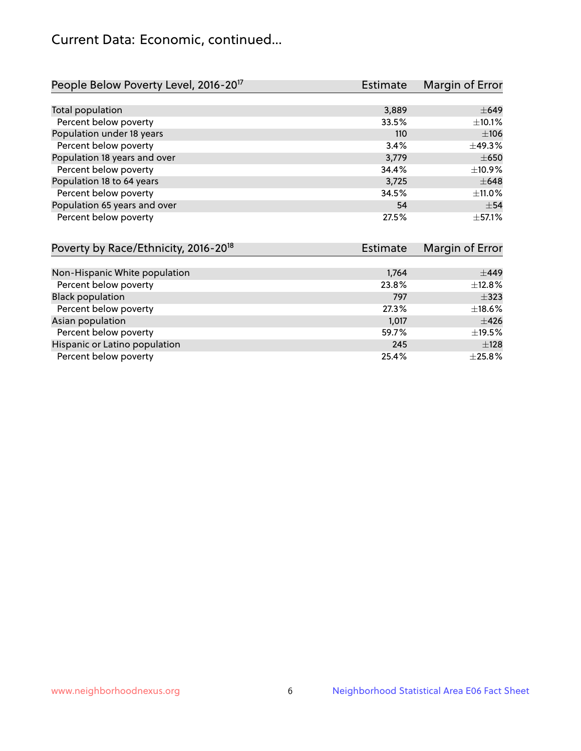## Current Data: Economic, continued...

| People Below Poverty Level, 2016-20[17] | Estimate | Margin of Error |
|---|---|---|
| Total population | 3,889 | ±649 |
| Percent below poverty | 33.5% | ±10.1% |
| Population under 18 years | 110 | ±106 |
| Percent below poverty | 3.4% | ±49.3% |
| Population 18 years and over | 3,779 | ±650 |
| Percent below poverty | 34.4% | ±10.9% |
| Population 18 to 64 years | 3,725 | ±648 |
| Percent below poverty | 34.5% | ±11.0% |
| Population 65 years and over | 54 | ±54 |
| Percent below poverty | 27.5% | ±57.1% |

| Poverty by Race/Ethnicity, 2016-20[18] | Estimate | Margin of Error |
|---|---|---|
| Non-Hispanic White population | 1,764 | ±449 |
| Percent below poverty | 23.8% | ±12.8% |
| Black population | 797 | ±323 |
| Percent below poverty | 27.3% | ±18.6% |
| Asian population | 1,017 | ±426 |
| Percent below poverty | 59.7% | ±19.5% |
| Hispanic or Latino population | 245 | ±128 |
| Percent below poverty | 25.4% | ±25.8% |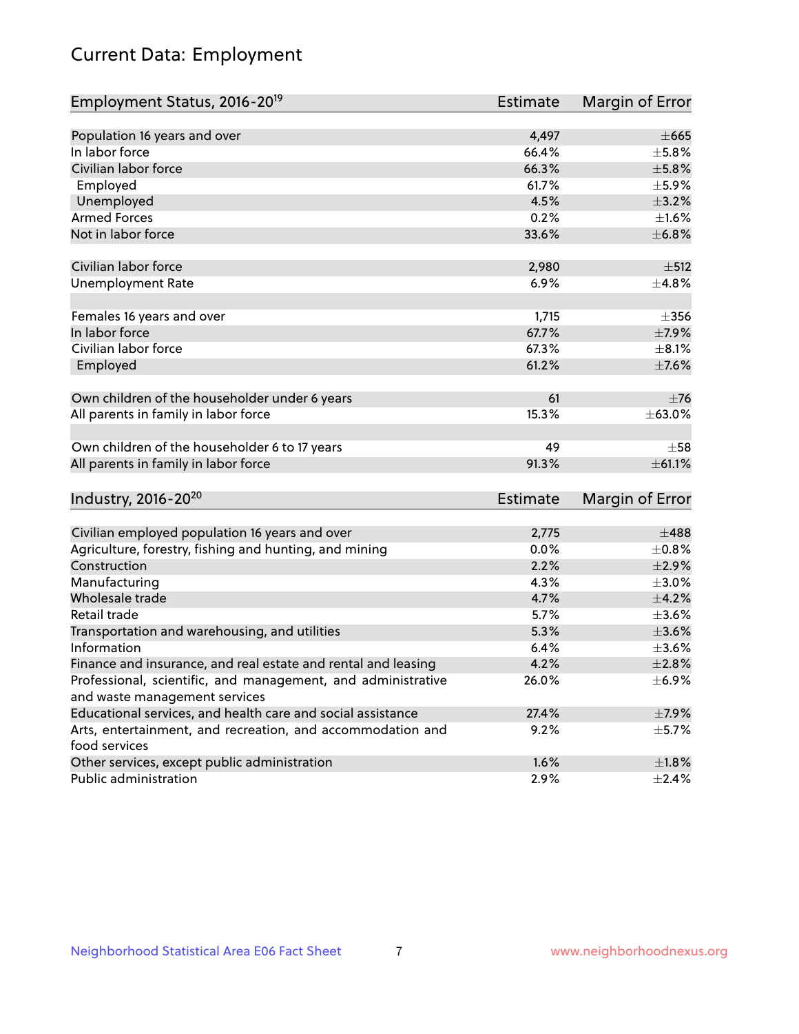# Current Data: Employment

| Employment Status, 2016-20[19] | Estimate | Margin of Error |
|---|---|---|
| Population 16 years and over | 4,497 | ±665 |
| In labor force | 66.4% | ±5.8% |
| Civilian labor force | 66.3% | ±5.8% |
| Employed | 61.7% | ±5.9% |
| Unemployed | 4.5% | ±3.2% |
| Armed Forces | 0.2% | ±1.6% |
| Not in labor force | 33.6% | ±6.8% |
| | | |
| Civilian labor force | 2,980 | ±512 |
| Unemployment Rate | 6.9% | ±4.8% |
| | | |
| Females 16 years and over | 1,715 | ±356 |
| In labor force | 67.7% | ±7.9% |
| Civilian labor force | 67.3% | ±8.1% |
| Employed | 61.2% | ±7.6% |
| | | |
| Own children of the householder under 6 years | 61 | ±76 |
| All parents in family in labor force | 15.3% | ±63.0% |
| | | |
| Own children of the householder 6 to 17 years | 49 | ±58 |
| All parents in family in labor force | 91.3% | ±61.1% |

| Industry, 2016-20[20] | Estimate | Margin of Error |
|---|---|---|
| Civilian employed population 16 years and over | 2,775 | ±488 |
| Agriculture, forestry, fishing and hunting, and mining | 0.0% | ±0.8% |
| Construction | 2.2% | ±2.9% |
| Manufacturing | 4.3% | ±3.0% |
| Wholesale trade | 4.7% | ±4.2% |
| Retail trade | 5.7% | ±3.6% |
| Transportation and warehousing, and utilities | 5.3% | ±3.6% |
| Information | 6.4% | ±3.6% |
| Finance and insurance, and real estate and rental and leasing | 4.2% | ±2.8% |
| Professional, scientific, and management, and administrative and waste management services | 26.0% | ±6.9% |
| Educational services, and health care and social assistance | 27.4% | ±7.9% |
| Arts, entertainment, and recreation, and accommodation and food services | 9.2% | ±5.7% |
| Other services, except public administration | 1.6% | ±1.8% |
| Public administration | 2.9% | ±2.4% |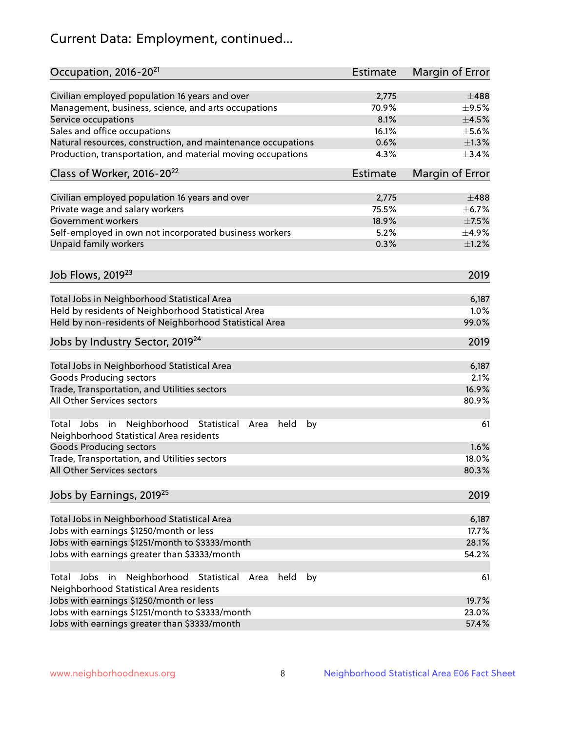# Current Data: Employment, continued...

| Occupation, 2016-20[21] | Estimate | Margin of Error |
|---|---|---|
| Civilian employed population 16 years and over | 2,775 | ±488 |
| Management, business, science, and arts occupations | 70.9% | ±9.5% |
| Service occupations | 8.1% | ±4.5% |
| Sales and office occupations | 16.1% | ±5.6% |
| Natural resources, construction, and maintenance occupations | 0.6% | ±1.3% |
| Production, transportation, and material moving occupations | 4.3% | ±3.4% |

| Class of Worker, 2016-20[22] | Estimate | Margin of Error |
|---|---|---|
| Civilian employed population 16 years and over | 2,775 | ±488 |
| Private wage and salary workers | 75.5% | ±6.7% |
| Government workers | 18.9% | ±7.5% |
| Self-employed in own not incorporated business workers | 5.2% | ±4.9% |
| Unpaid family workers | 0.3% | ±1.2% |

| Job Flows, 2019[23] | 2019 |
|---|---|
| Total Jobs in Neighborhood Statistical Area | 6,187 |
| Held by residents of Neighborhood Statistical Area | 1.0% |
| Held by non-residents of Neighborhood Statistical Area | 99.0% |

| Jobs by Industry Sector, 2019[24] | 2019 |
|---|---|
| Total Jobs in Neighborhood Statistical Area | 6,187 |
| Goods Producing sectors | 2.1% |
| Trade, Transportation, and Utilities sectors | 16.9% |
| All Other Services sectors | 80.9% |
| | |
| Total Jobs in Neighborhood Statistical Area held by Neighborhood Statistical Area residents | 61 |
| Goods Producing sectors | 1.6% |
| Trade, Transportation, and Utilities sectors | 18.0% |
| All Other Services sectors | 80.3% |

| Jobs by Earnings, 2019[25] | 2019 |
|---|---|
| Total Jobs in Neighborhood Statistical Area | 6,187 |
| Jobs with earnings $1250/month or less | 17.7% |
| Jobs with earnings $1251/month to $3333/month | 28.1% |
| Jobs with earnings greater than $3333/month | 54.2% |
| | |
| Total Jobs in Neighborhood Statistical Area held by Neighborhood Statistical Area residents | 61 |
| Jobs with earnings $1250/month or less | 19.7% |
| Jobs with earnings $1251/month to $3333/month | 23.0% |
| Jobs with earnings greater than $3333/month | 57.4% |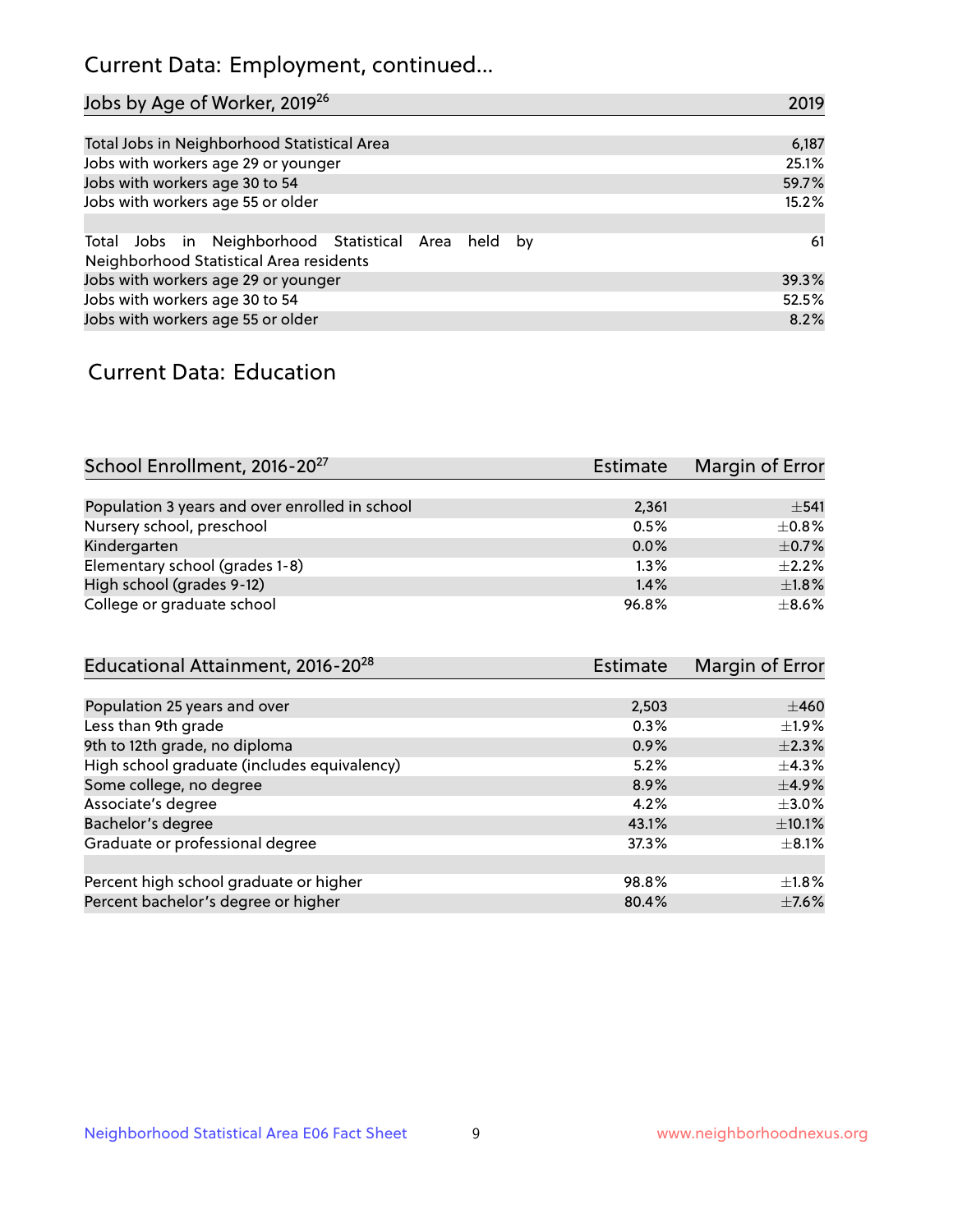## Current Data: Employment, continued...

| Jobs by Age of Worker, 2019[26] | 2019 |
|---|---|
| Total Jobs in Neighborhood Statistical Area | 6,187 |
| Jobs with workers age 29 or younger | 25.1% |
| Jobs with workers age 30 to 54 | 59.7% |
| Jobs with workers age 55 or older | 15.2% |
| | |
| Total Jobs in Neighborhood Statistical Area held by Neighborhood Statistical Area residents | 61 |
| Jobs with workers age 29 or younger | 39.3% |
| Jobs with workers age 30 to 54 | 52.5% |
| Jobs with workers age 55 or older | 8.2% |

## Current Data: Education

| School Enrollment, 2016-20[27] | Estimate | Margin of Error |
|---|---|---|
| Population 3 years and over enrolled in school | 2,361 | ±541 |
| Nursery school, preschool | 0.5% | ±0.8% |
| Kindergarten | 0.0% | ±0.7% |
| Elementary school (grades 1-8) | 1.3% | ±2.2% |
| High school (grades 9-12) | 1.4% | ±1.8% |
| College or graduate school | 96.8% | ±8.6% |

| Educational Attainment, 2016-20[28] | Estimate | Margin of Error |
|---|---|---|
| Population 25 years and over | 2,503 | ±460 |
| Less than 9th grade | 0.3% | ±1.9% |
| 9th to 12th grade, no diploma | 0.9% | ±2.3% |
| High school graduate (includes equivalency) | 5.2% | ±4.3% |
| Some college, no degree | 8.9% | ±4.9% |
| Associate's degree | 4.2% | ±3.0% |
| Bachelor's degree | 43.1% | ±10.1% |
| Graduate or professional degree | 37.3% | ±8.1% |
| | | |
| Percent high school graduate or higher | 98.8% | ±1.8% |
| Percent bachelor's degree or higher | 80.4% | ±7.6% |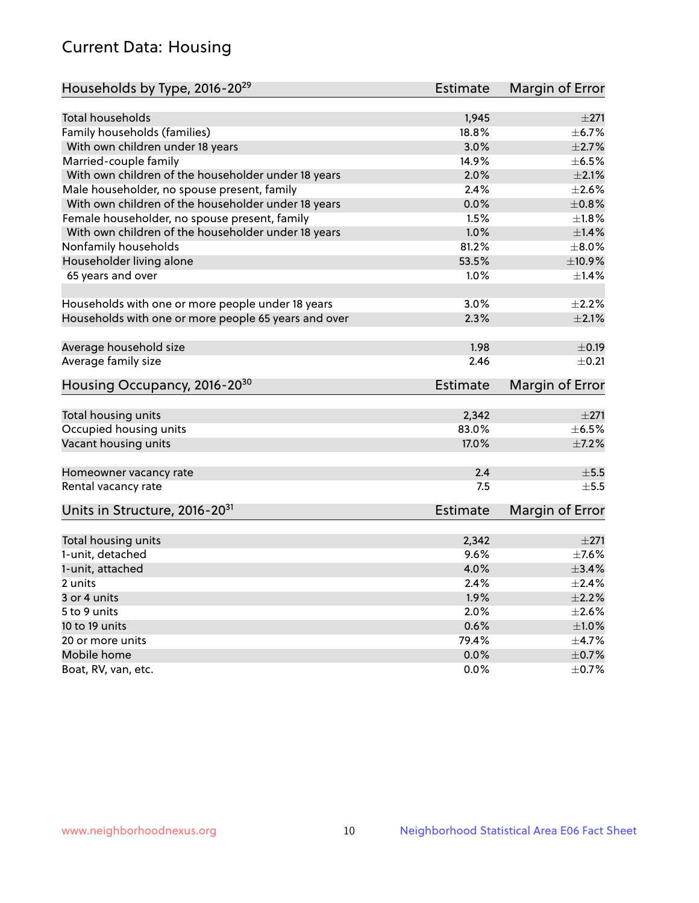# Current Data: Housing

| Households by Type, 2016-20[29] | Estimate | Margin of Error |
|---|---|---|
| Total households | 1,945 | ±271 |
| Family households (families) | 18.8% | ±6.7% |
| With own children under 18 years | 3.0% | ±2.7% |
| Married-couple family | 14.9% | ±6.5% |
| With own children of the householder under 18 years | 2.0% | ±2.1% |
| Male householder, no spouse present, family | 2.4% | ±2.6% |
| With own children of the householder under 18 years | 0.0% | ±0.8% |
| Female householder, no spouse present, family | 1.5% | ±1.8% |
| With own children of the householder under 18 years | 1.0% | ±1.4% |
| Nonfamily households | 81.2% | ±8.0% |
| Householder living alone | 53.5% | ±10.9% |
| 65 years and over | 1.0% | ±1.4% |
| | | |
| Households with one or more people under 18 years | 3.0% | ±2.2% |
| Households with one or more people 65 years and over | 2.3% | ±2.1% |
| | | |
| Average household size | 1.98 | ±0.19 |
| Average family size | 2.46 | ±0.21 |

| Housing Occupancy, 2016-20[30] | Estimate | Margin of Error |
|---|---|---|
| Total housing units | 2,342 | ±271 |
| Occupied housing units | 83.0% | ±6.5% |
| Vacant housing units | 17.0% | ±7.2% |
| | | |
| Homeowner vacancy rate | 2.4 | ±5.5 |
| Rental vacancy rate | 7.5 | ±5.5 |

| Units in Structure, 2016-20[31] | Estimate | Margin of Error |
|---|---|---|
| Total housing units | 2,342 | ±271 |
| 1-unit, detached | 9.6% | ±7.6% |
| 1-unit, attached | 4.0% | ±3.4% |
| 2 units | 2.4% | ±2.4% |
| 3 or 4 units | 1.9% | ±2.2% |
| 5 to 9 units | 2.0% | ±2.6% |
| 10 to 19 units | 0.6% | ±1.0% |
| 20 or more units | 79.4% | ±4.7% |
| Mobile home | 0.0% | ±0.7% |
| Boat, RV, van, etc. | 0.0% | ±0.7% |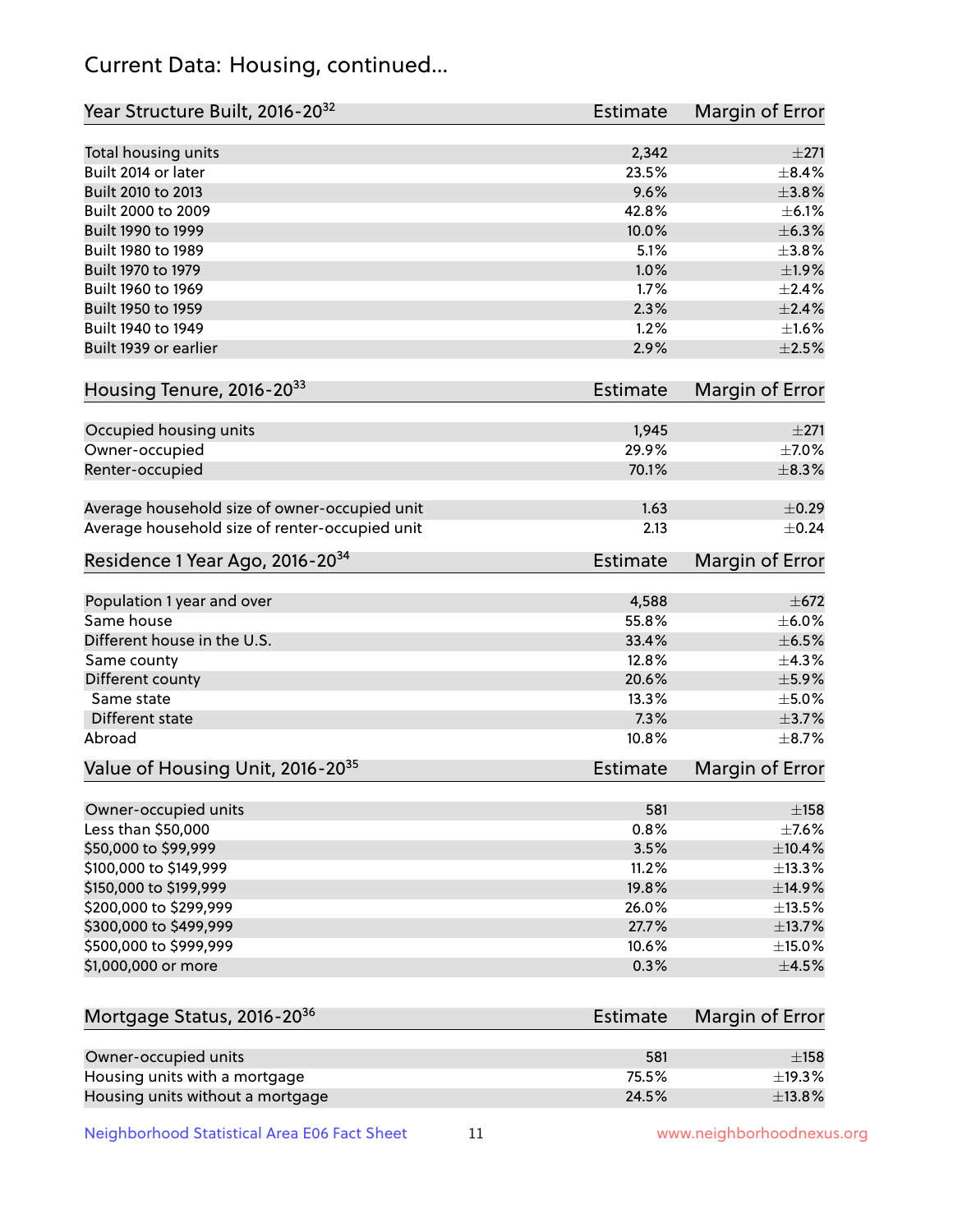## Current Data: Housing, continued...

| Year Structure Built, 2016-20[32] | Estimate | Margin of Error |
|---|---|---|
| Total housing units | 2,342 | ±271 |
| Built 2014 or later | 23.5% | ±8.4% |
| Built 2010 to 2013 | 9.6% | ±3.8% |
| Built 2000 to 2009 | 42.8% | ±6.1% |
| Built 1990 to 1999 | 10.0% | ±6.3% |
| Built 1980 to 1989 | 5.1% | ±3.8% |
| Built 1970 to 1979 | 1.0% | ±1.9% |
| Built 1960 to 1969 | 1.7% | ±2.4% |
| Built 1950 to 1959 | 2.3% | ±2.4% |
| Built 1940 to 1949 | 1.2% | ±1.6% |
| Built 1939 or earlier | 2.9% | ±2.5% |

| Housing Tenure, 2016-20[33] | Estimate | Margin of Error |
|---|---|---|
| Occupied housing units | 1,945 | ±271 |
| Owner-occupied | 29.9% | ±7.0% |
| Renter-occupied | 70.1% | ±8.3% |
| Average household size of owner-occupied unit | 1.63 | ±0.29 |
| Average household size of renter-occupied unit | 2.13 | ±0.24 |

| Residence 1 Year Ago, 2016-20[34] | Estimate | Margin of Error |
|---|---|---|
| Population 1 year and over | 4,588 | ±672 |
| Same house | 55.8% | ±6.0% |
| Different house in the U.S. | 33.4% | ±6.5% |
| Same county | 12.8% | ±4.3% |
| Different county | 20.6% | ±5.9% |
| Same state | 13.3% | ±5.0% |
| Different state | 7.3% | ±3.7% |
| Abroad | 10.8% | ±8.7% |

| Value of Housing Unit, 2016-20[35] | Estimate | Margin of Error |
|---|---|---|
| Owner-occupied units | 581 | ±158 |
| Less than $50,000 | 0.8% | ±7.6% |
| $50,000 to $99,999 | 3.5% | ±10.4% |
| $100,000 to $149,999 | 11.2% | ±13.3% |
| $150,000 to $199,999 | 19.8% | ±14.9% |
| $200,000 to $299,999 | 26.0% | ±13.5% |
| $300,000 to $499,999 | 27.7% | ±13.7% |
| $500,000 to $999,999 | 10.6% | ±15.0% |
| $1,000,000 or more | 0.3% | ±4.5% |

| Mortgage Status, 2016-20[36] | Estimate | Margin of Error |
|---|---|---|
| Owner-occupied units | 581 | ±158 |
| Housing units with a mortgage | 75.5% | ±19.3% |
| Housing units without a mortgage | 24.5% | ±13.8% |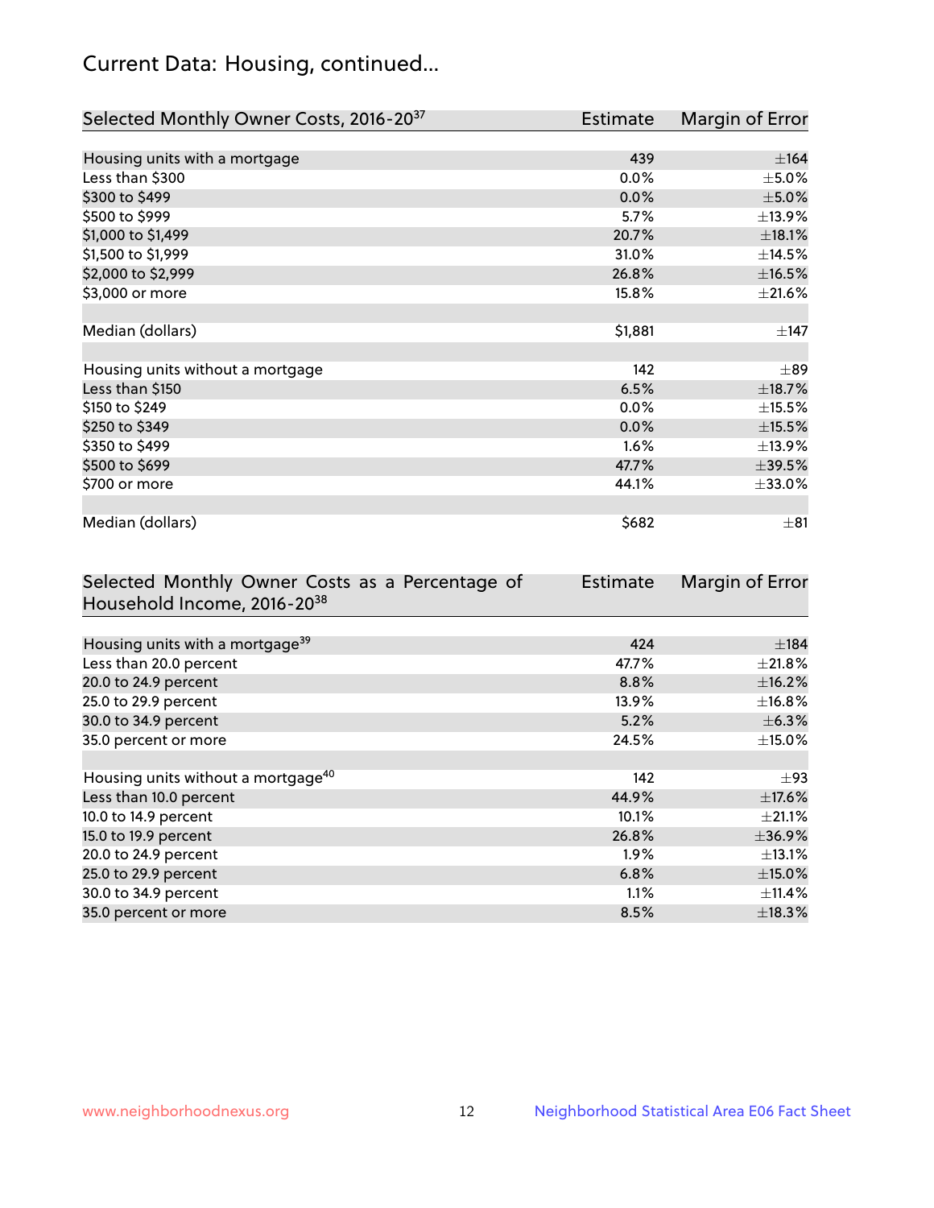# Current Data: Housing, continued...

| Selected Monthly Owner Costs, 2016-20[37] | Estimate | Margin of Error |
|---|---|---|
| Housing units with a mortgage | 439 | ±164 |
| Less than $300 | 0.0% | ±5.0% |
| $300 to $499 | 0.0% | ±5.0% |
| $500 to $999 | 5.7% | ±13.9% |
| $1,000 to $1,499 | 20.7% | ±18.1% |
| $1,500 to $1,999 | 31.0% | ±14.5% |
| $2,000 to $2,999 | 26.8% | ±16.5% |
| $3,000 or more | 15.8% | ±21.6% |
| Median (dollars) | $1,881 | ±147 |
| Housing units without a mortgage | 142 | ±89 |
| Less than $150 | 6.5% | ±18.7% |
| $150 to $249 | 0.0% | ±15.5% |
| $250 to $349 | 0.0% | ±15.5% |
| $350 to $499 | 1.6% | ±13.9% |
| $500 to $699 | 47.7% | ±39.5% |
| $700 or more | 44.1% | ±33.0% |
| Median (dollars) | $682 | ±81 |

| Selected Monthly Owner Costs as a Percentage of Household Income, 2016-20[38] | Estimate | Margin of Error |
|---|---|---|
| Housing units with a mortgage[39] | 424 | ±184 |
| Less than 20.0 percent | 47.7% | ±21.8% |
| 20.0 to 24.9 percent | 8.8% | ±16.2% |
| 25.0 to 29.9 percent | 13.9% | ±16.8% |
| 30.0 to 34.9 percent | 5.2% | ±6.3% |
| 35.0 percent or more | 24.5% | ±15.0% |
| Housing units without a mortgage[40] | 142 | ±93 |
| Less than 10.0 percent | 44.9% | ±17.6% |
| 10.0 to 14.9 percent | 10.1% | ±21.1% |
| 15.0 to 19.9 percent | 26.8% | ±36.9% |
| 20.0 to 24.9 percent | 1.9% | ±13.1% |
| 25.0 to 29.9 percent | 6.8% | ±15.0% |
| 30.0 to 34.9 percent | 1.1% | ±11.4% |
| 35.0 percent or more | 8.5% | ±18.3% |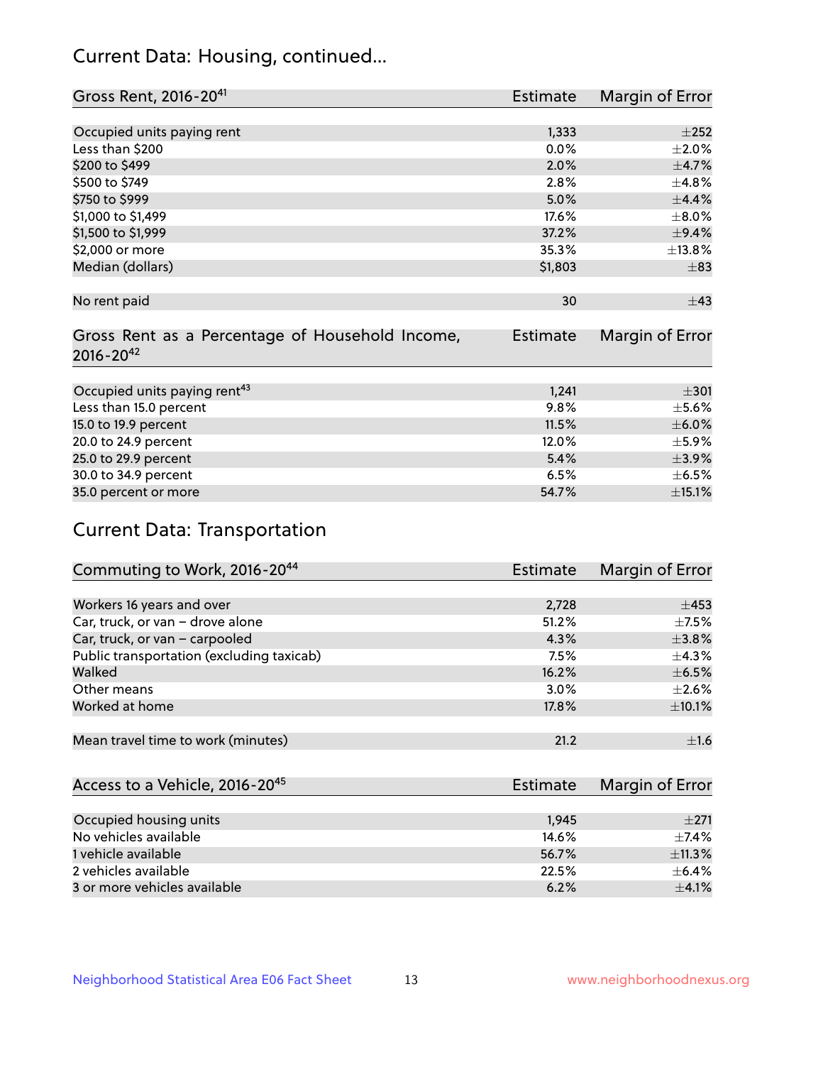## Current Data: Housing, continued...

| Gross Rent, 2016-20[41] | Estimate | Margin of Error |
|---|---|---|
| Occupied units paying rent | 1,333 | ±252 |
| Less than $200 | 0.0% | ±2.0% |
| $200 to $499 | 2.0% | ±4.7% |
| $500 to $749 | 2.8% | ±4.8% |
| $750 to $999 | 5.0% | ±4.4% |
| $1,000 to $1,499 | 17.6% | ±8.0% |
| $1,500 to $1,999 | 37.2% | ±9.4% |
| $2,000 or more | 35.3% | ±13.8% |
| Median (dollars) | $1,803 | ±83 |
| No rent paid | 30 | ±43 |

| Gross Rent as a Percentage of Household Income, 2016-20[42] | Estimate | Margin of Error |
|---|---|---|
| Occupied units paying rent[43] | 1,241 | ±301 |
| Less than 15.0 percent | 9.8% | ±5.6% |
| 15.0 to 19.9 percent | 11.5% | ±6.0% |
| 20.0 to 24.9 percent | 12.0% | ±5.9% |
| 25.0 to 29.9 percent | 5.4% | ±3.9% |
| 30.0 to 34.9 percent | 6.5% | ±6.5% |
| 35.0 percent or more | 54.7% | ±15.1% |

## Current Data: Transportation

| Commuting to Work, 2016-20[44] | Estimate | Margin of Error |
|---|---|---|
| Workers 16 years and over | 2,728 | ±453 |
| Car, truck, or van – drove alone | 51.2% | ±7.5% |
| Car, truck, or van – carpooled | 4.3% | ±3.8% |
| Public transportation (excluding taxicab) | 7.5% | ±4.3% |
| Walked | 16.2% | ±6.5% |
| Other means | 3.0% | ±2.6% |
| Worked at home | 17.8% | ±10.1% |
| Mean travel time to work (minutes) | 21.2 | ±1.6 |

| Access to a Vehicle, 2016-20[45] | Estimate | Margin of Error |
|---|---|---|
| Occupied housing units | 1,945 | ±271 |
| No vehicles available | 14.6% | ±7.4% |
| 1 vehicle available | 56.7% | ±11.3% |
| 2 vehicles available | 22.5% | ±6.4% |
| 3 or more vehicles available | 6.2% | ±4.1% |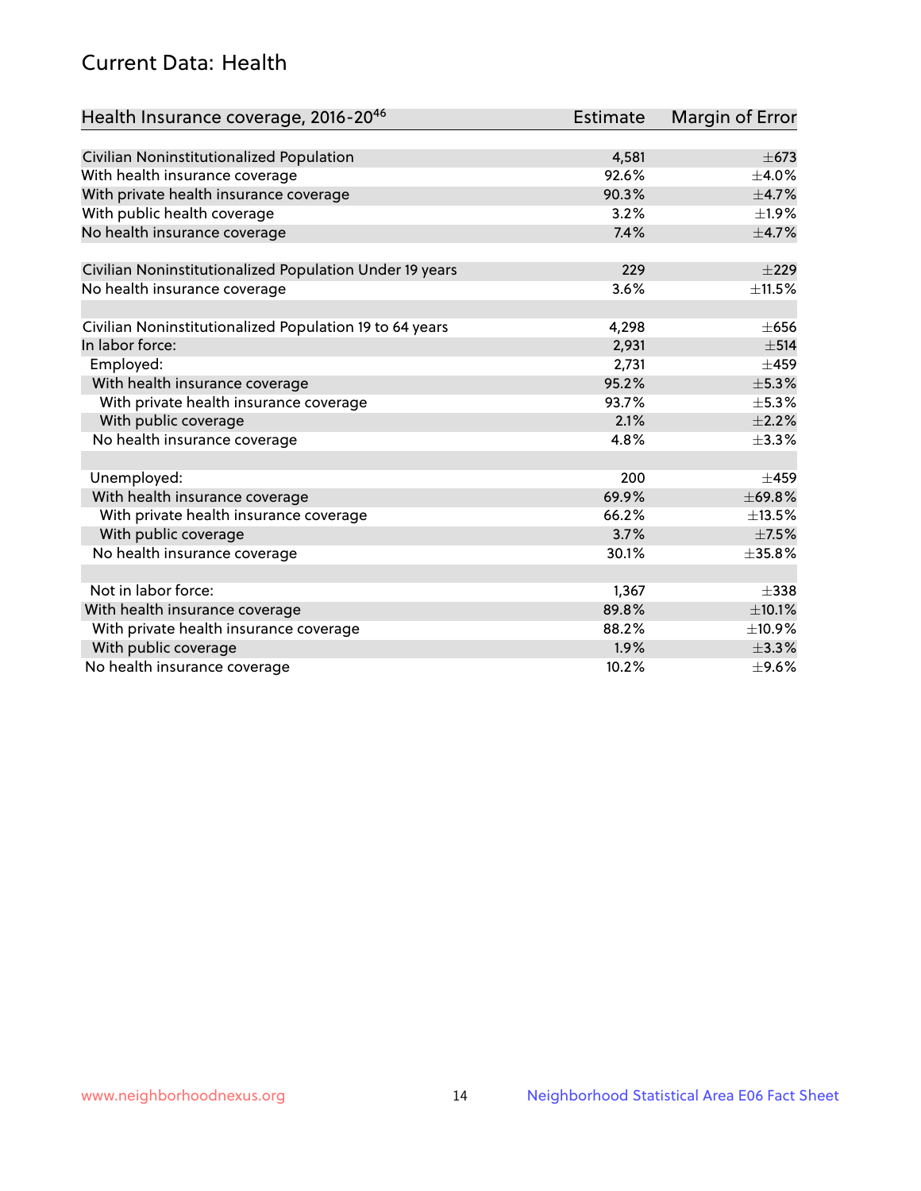## Current Data: Health

| Health Insurance coverage, 2016-20[46] | Estimate | Margin of Error |
|---|---|---|
| Civilian Noninstitutionalized Population | 4,581 | ±673 |
| With health insurance coverage | 92.6% | ±4.0% |
| With private health insurance coverage | 90.3% | ±4.7% |
| With public health coverage | 3.2% | ±1.9% |
| No health insurance coverage | 7.4% | ±4.7% |
| | | |
| Civilian Noninstitutionalized Population Under 19 years | 229 | ±229 |
| No health insurance coverage | 3.6% | ±11.5% |
| | | |
| Civilian Noninstitutionalized Population 19 to 64 years | 4,298 | ±656 |
| In labor force: | 2,931 | ±514 |
| Employed: | 2,731 | ±459 |
| With health insurance coverage | 95.2% | ±5.3% |
| With private health insurance coverage | 93.7% | ±5.3% |
| With public coverage | 2.1% | ±2.2% |
| No health insurance coverage | 4.8% | ±3.3% |
| | | |
| Unemployed: | 200 | ±459 |
| With health insurance coverage | 69.9% | ±69.8% |
| With private health insurance coverage | 66.2% | ±13.5% |
| With public coverage | 3.7% | ±7.5% |
| No health insurance coverage | 30.1% | ±35.8% |
| | | |
| Not in labor force: | 1,367 | ±338 |
| With health insurance coverage | 89.8% | ±10.1% |
| With private health insurance coverage | 88.2% | ±10.9% |
| With public coverage | 1.9% | ±3.3% |
| No health insurance coverage | 10.2% | ±9.6% |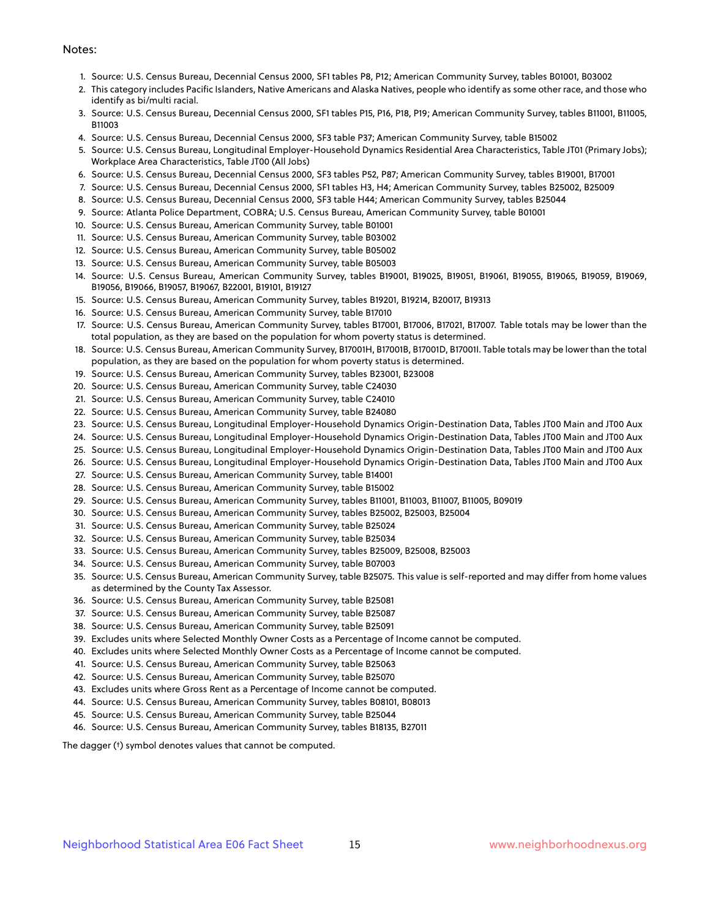Notes:

1. Source: U.S. Census Bureau, Decennial Census 2000, SF1 tables P8, P12; American Community Survey, tables B01001, B03002
2. This category includes Pacific Islanders, Native Americans and Alaska Natives, people who identify as some other race, and those who identify as bi/multi racial.
3. Source: U.S. Census Bureau, Decennial Census 2000, SF1 tables P15, P16, P18, P19; American Community Survey, tables B11001, B11005, B11003
4. Source: U.S. Census Bureau, Decennial Census 2000, SF3 table P37; American Community Survey, table B15002
5. Source: U.S. Census Bureau, Longitudinal Employer-Household Dynamics Residential Area Characteristics, Table JT01 (Primary Jobs); Workplace Area Characteristics, Table JT00 (All Jobs)
6. Source: U.S. Census Bureau, Decennial Census 2000, SF3 tables P52, P87; American Community Survey, tables B19001, B17001
7. Source: U.S. Census Bureau, Decennial Census 2000, SF1 tables H3, H4; American Community Survey, tables B25002, B25009
8. Source: U.S. Census Bureau, Decennial Census 2000, SF3 table H44; American Community Survey, tables B25044
9. Source: Atlanta Police Department, COBRA; U.S. Census Bureau, American Community Survey, table B01001
10. Source: U.S. Census Bureau, American Community Survey, table B01001
11. Source: U.S. Census Bureau, American Community Survey, table B03002
12. Source: U.S. Census Bureau, American Community Survey, table B05002
13. Source: U.S. Census Bureau, American Community Survey, table B05003
14. Source: U.S. Census Bureau, American Community Survey, tables B19001, B19025, B19051, B19061, B19055, B19065, B19059, B19069, B19056, B19066, B19057, B19067, B22001, B19101, B19127
15. Source: U.S. Census Bureau, American Community Survey, tables B19201, B19214, B20017, B19313
16. Source: U.S. Census Bureau, American Community Survey, table B17010
17. Source: U.S. Census Bureau, American Community Survey, tables B17001, B17006, B17021, B17007. Table totals may be lower than the total population, as they are based on the population for whom poverty status is determined.
18. Source: U.S. Census Bureau, American Community Survey, B17001H, B17001B, B17001D, B17001I. Table totals may be lower than the total population, as they are based on the population for whom poverty status is determined.
19. Source: U.S. Census Bureau, American Community Survey, tables B23001, B23008
20. Source: U.S. Census Bureau, American Community Survey, table C24030
21. Source: U.S. Census Bureau, American Community Survey, table C24010
22. Source: U.S. Census Bureau, American Community Survey, table B24080
23. Source: U.S. Census Bureau, Longitudinal Employer-Household Dynamics Origin-Destination Data, Tables JT00 Main and JT00 Aux
24. Source: U.S. Census Bureau, Longitudinal Employer-Household Dynamics Origin-Destination Data, Tables JT00 Main and JT00 Aux
25. Source: U.S. Census Bureau, Longitudinal Employer-Household Dynamics Origin-Destination Data, Tables JT00 Main and JT00 Aux
26. Source: U.S. Census Bureau, Longitudinal Employer-Household Dynamics Origin-Destination Data, Tables JT00 Main and JT00 Aux
27. Source: U.S. Census Bureau, American Community Survey, table B14001
28. Source: U.S. Census Bureau, American Community Survey, table B15002
29. Source: U.S. Census Bureau, American Community Survey, tables B11001, B11003, B11007, B11005, B09019
30. Source: U.S. Census Bureau, American Community Survey, tables B25002, B25003, B25004
31. Source: U.S. Census Bureau, American Community Survey, table B25024
32. Source: U.S. Census Bureau, American Community Survey, table B25034
33. Source: U.S. Census Bureau, American Community Survey, tables B25009, B25008, B25003
34. Source: U.S. Census Bureau, American Community Survey, table B07003
35. Source: U.S. Census Bureau, American Community Survey, table B25075. This value is self-reported and may differ from home values as determined by the County Tax Assessor.
36. Source: U.S. Census Bureau, American Community Survey, table B25081
37. Source: U.S. Census Bureau, American Community Survey, table B25087
38. Source: U.S. Census Bureau, American Community Survey, table B25091
39. Excludes units where Selected Monthly Owner Costs as a Percentage of Income cannot be computed.
40. Excludes units where Selected Monthly Owner Costs as a Percentage of Income cannot be computed.
41. Source: U.S. Census Bureau, American Community Survey, table B25063
42. Source: U.S. Census Bureau, American Community Survey, table B25070
43. Excludes units where Gross Rent as a Percentage of Income cannot be computed.
44. Source: U.S. Census Bureau, American Community Survey, tables B08101, B08013
45. Source: U.S. Census Bureau, American Community Survey, table B25044
46. Source: U.S. Census Bureau, American Community Survey, tables B18135, B27011

The dagger (†) symbol denotes values that cannot be computed.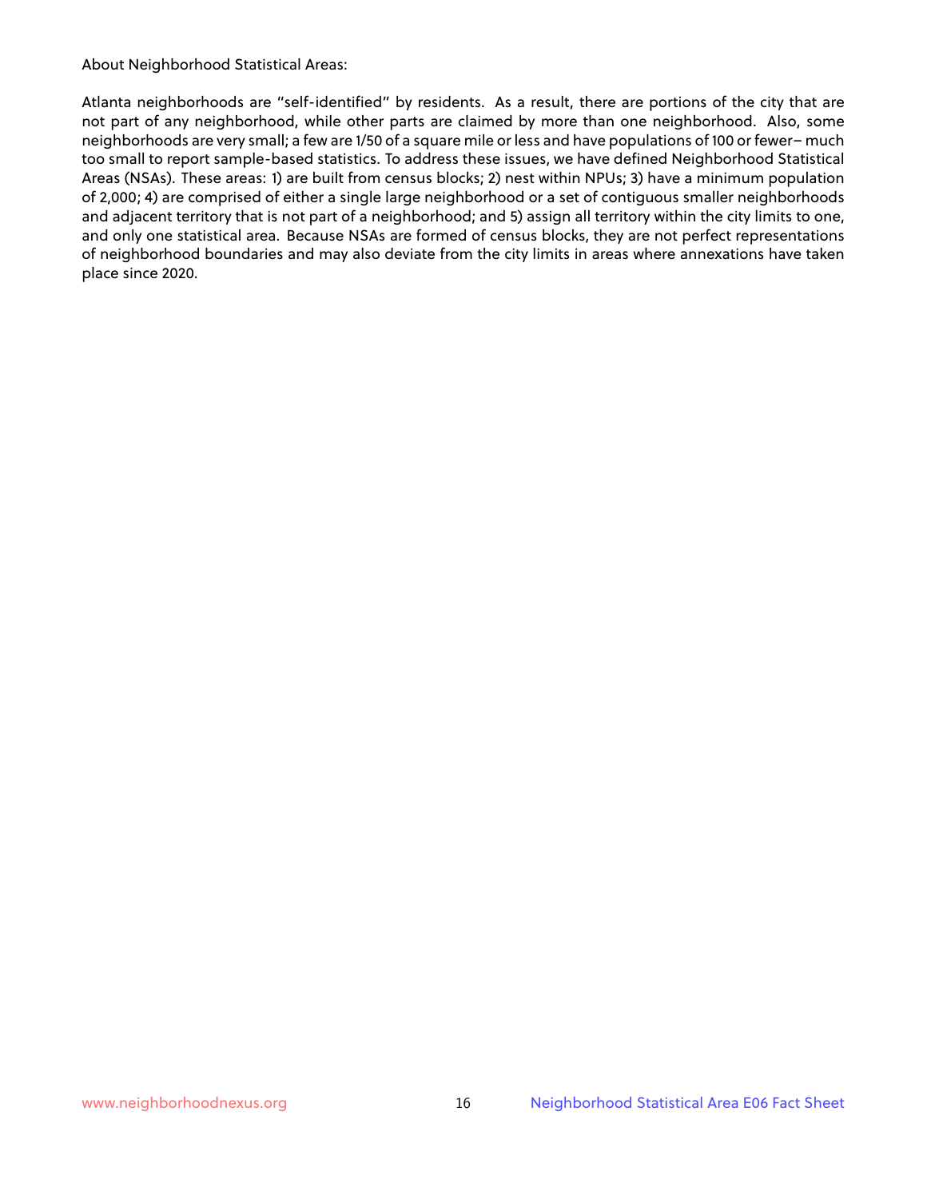About Neighborhood Statistical Areas:

Atlanta neighborhoods are "self-identified" by residents. As a result, there are portions of the city that are not part of any neighborhood, while other parts are claimed by more than one neighborhood. Also, some neighborhoods are very small; a few are 1/50 of a square mile or less and have populations of 100 or fewer– much too small to report sample-based statistics. To address these issues, we have defined Neighborhood Statistical Areas (NSAs). These areas: 1) are built from census blocks; 2) nest within NPUs; 3) have a minimum population of 2,000; 4) are comprised of either a single large neighborhood or a set of contiguous smaller neighborhoods and adjacent territory that is not part of a neighborhood; and 5) assign all territory within the city limits to one, and only one statistical area. Because NSAs are formed of census blocks, they are not perfect representations of neighborhood boundaries and may also deviate from the city limits in areas where annexations have taken place since 2020.